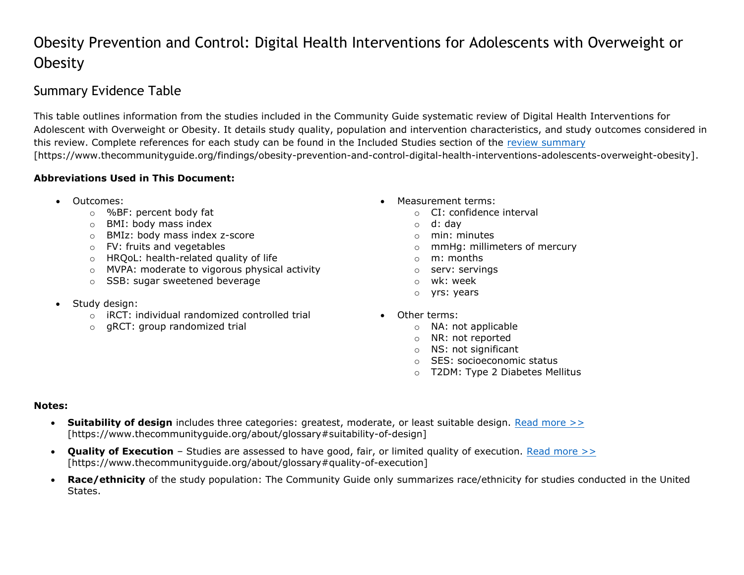# Obesity Prevention and Control: Digital Health Interventions for Adolescents with Overweight or Obesity

## Summary Evidence Table

This table outlines information from the studies included in the Community Guide systematic review of Digital Health Interventions for Adolescent with Overweight or Obesity. It details study quality, population and intervention characteristics, and study outcomes considered in this review. Complete references for each study can be found in the Included Studies section of the [review summary](https://www.thecommunityguide.org/findings/obesity-prevention-and-control-digital-health-interventions-adolescents-overweight-obesity) [https://www.thecommunityguide.org/findings/obesity-prevention-and-control-digital-health-interventions-adolescents-overweight-obesity].

**Abbreviations Used in This Document:**

- Outcomes:
  - %BF: percent body fat
  - BMI: body mass index
  - BMIz: body mass index z-score
  - FV: fruits and vegetables
  - HRQoL: health-related quality of life
  - MVPA: moderate to vigorous physical activity
  - SSB: sugar sweetened beverage
- Study design:
  - iRCT: individual randomized controlled trial
  - gRCT: group randomized trial
- Measurement terms:
  - CI: confidence interval
  - d: day
  - min: minutes
  - mmHg: millimeters of mercury
  - m: months
  - serv: servings
  - wk: week
  - yrs: years
- Other terms:
  - NA: not applicable
  - NR: not reported
  - NS: not significant
  - SES: socioeconomic status
  - T2DM: Type 2 Diabetes Mellitus

**Notes:**

- **Suitability of design** includes three categories: greatest, moderate, or least suitable design. [Read more >>](https://www.thecommunityguide.org/about/glossary#suitability-of-design) [https://www.thecommunityguide.org/about/glossary#suitability-of-design]
- **Quality of Execution** – Studies are assessed to have good, fair, or limited quality of execution. [Read more >>](https://www.thecommunityguide.org/about/glossary#quality-of-execution) [https://www.thecommunityguide.org/about/glossary#quality-of-execution]
- **Race/ethnicity** of the study population: The Community Guide only summarizes race/ethnicity for studies conducted in the United States.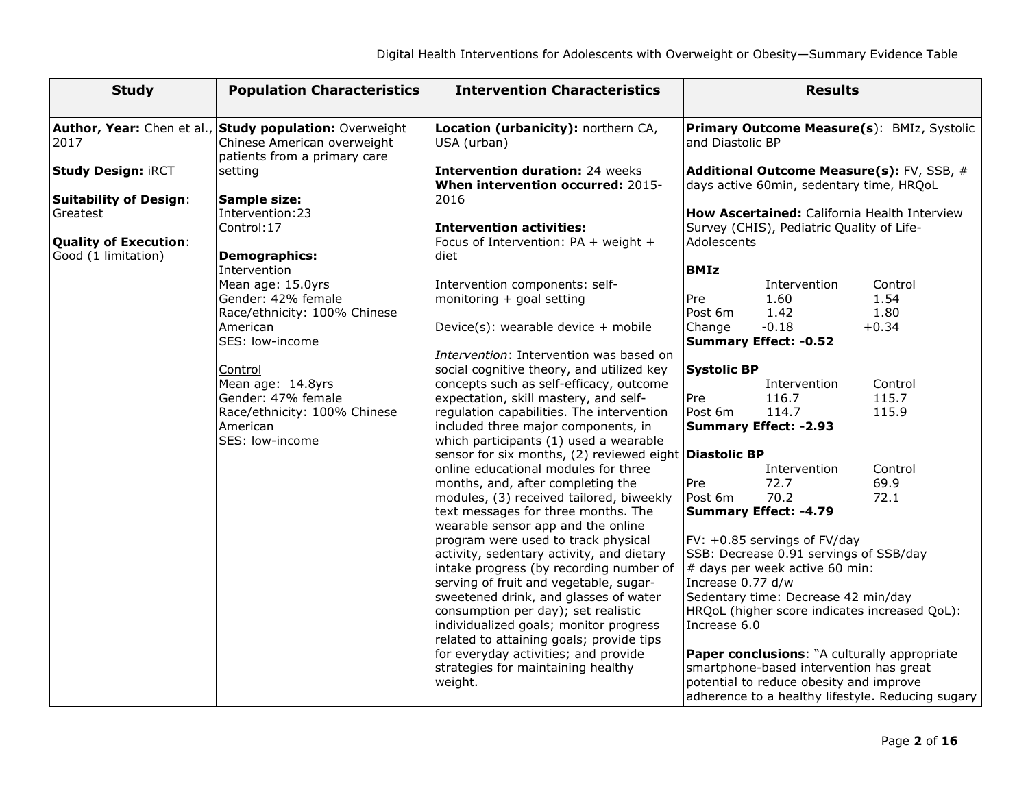| Study | Population Characteristics | Intervention Characteristics | Results |
|---|---|---|---|
| **Author, Year:** Chen et al., 2017<br><br>**Study Design:** iRCT<br><br>**Suitability of Design**: Greatest<br><br>**Quality of Execution**: Good (1 limitation) | **Study population:** Overweight Chinese American overweight patients from a primary care setting<br><br>**Sample size:**<br>Intervention:23<br>Control:17<br><br>**Demographics:**<br>Intervention<br>Mean age: 15.0yrs<br>Gender: 42% female<br>Race/ethnicity: 100% Chinese American<br>SES: low-income<br><br>Control<br>Mean age: 14.8yrs<br>Gender: 47% female<br>Race/ethnicity: 100% Chinese American<br>SES: low-income | **Location (urbanicity):** northern CA, USA (urban)<br><br>**Intervention duration:** 24 weeks<br>**When intervention occurred:** 2015-2016<br><br>**Intervention activities:**<br>Focus of Intervention: PA + weight + diet<br><br>Intervention components: self-monitoring + goal setting<br><br>Device(s): wearable device + mobile<br><br>*Intervention*: Intervention was based on social cognitive theory, and utilized key concepts such as self-efficacy, outcome expectation, skill mastery, and self-regulation capabilities. The intervention included three major components, in which participants (1) used a wearable sensor for six months, (2) reviewed eight online educational modules for three months, and, after completing the modules, (3) received tailored, biweekly text messages for three months. The wearable sensor app and the online program were used to track physical activity, sedentary activity, and dietary intake progress (by recording number of serving of fruit and vegetable, sugar-sweetened drink, and glasses of water consumption per day); set realistic individualized goals; monitor progress related to attaining goals; provide tips for everyday activities; and provide strategies for maintaining healthy weight. | **Primary Outcome Measure(s)**: BMIz, Systolic and Diastolic BP<br><br>**Additional Outcome Measure(s):** FV, SSB, # days active 60min, sedentary time, HRQoL<br><br>**How Ascertained:** California Health Interview Survey (CHIS), Pediatric Quality of Life-Adolescents<br><br>**BMIz**<br>Intervention / Control<br>Pre: 1.60 / 1.54<br>Post 6m: 1.42 / 1.80<br>Change: -0.18 / +0.34<br>**Summary Effect: -0.52**<br><br>**Systolic BP**<br>Intervention / Control<br>Pre: 116.7 / 115.7<br>Post 6m: 114.7 / 115.9<br>**Summary Effect: -2.93**<br><br>**Diastolic BP**<br>Intervention / Control<br>Pre: 72.7 / 69.9<br>Post 6m: 70.2 / 72.1<br>**Summary Effect: -4.79**<br><br>FV: +0.85 servings of FV/day<br>SSB: Decrease 0.91 servings of SSB/day<br># days per week active 60 min: Increase 0.77 d/w<br>Sedentary time: Decrease 42 min/day<br>HRQoL (higher score indicates increased QoL): Increase 6.0<br><br>**Paper conclusions**: "A culturally appropriate smartphone-based intervention has great potential to reduce obesity and improve adherence to a healthy lifestyle. Reducing sugary |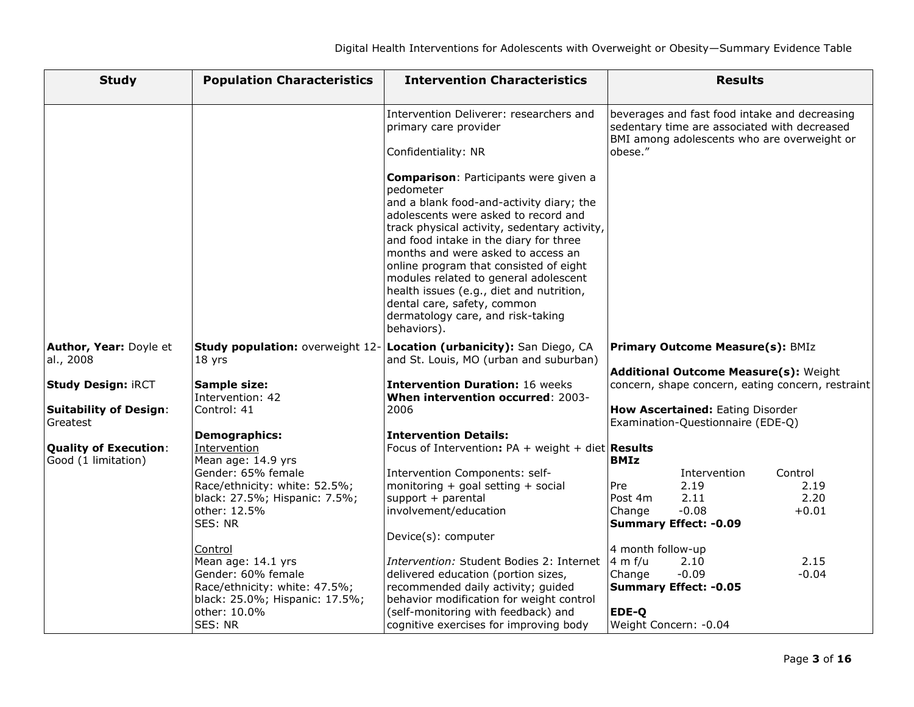| Study | Population Characteristics | Intervention Characteristics | Results |
|---|---|---|---|
| | | Intervention Deliverer: researchers and primary care provider<br><br>Confidentiality: NR<br><br>**Comparison**: Participants were given a pedometer and a blank food-and-activity diary; the adolescents were asked to record and track physical activity, sedentary activity, and food intake in the diary for three months and were asked to access an online program that consisted of eight modules related to general adolescent health issues (e.g., diet and nutrition, dental care, safety, common dermatology care, and risk-taking behaviors). | beverages and fast food intake and decreasing sedentary time are associated with decreased BMI among adolescents who are overweight or obese." |
| **Author, Year:** Doyle et al., 2008<br><br>**Study Design:** iRCT<br><br>**Suitability of Design**: Greatest<br><br>**Quality of Execution**: Good (1 limitation) | **Study population:** overweight 12-18 yrs<br><br>**Sample size:**<br>Intervention: 42<br>Control: 41<br><br>**Demographics:**<br>Intervention<br>Mean age: 14.9 yrs<br>Gender: 65% female<br>Race/ethnicity: white: 52.5%; black: 27.5%; Hispanic: 7.5%; other: 12.5%<br>SES: NR<br><br>Control<br>Mean age: 14.1 yrs<br>Gender: 60% female<br>Race/ethnicity: white: 47.5%; black: 25.0%; Hispanic: 17.5%; other: 10.0%<br>SES: NR | **Location (urbanicity):** San Diego, CA and St. Louis, MO (urban and suburban)<br><br>**Intervention Duration:** 16 weeks<br>**When intervention occurred**: 2003-2006<br><br>**Intervention Details:**<br>Focus of Intervention**:** PA + weight + diet<br><br>Intervention Components: self-monitoring + goal setting + social support + parental involvement/education<br><br>Device(s): computer<br><br>*Intervention:* Student Bodies 2: Internet delivered education (portion sizes, recommended daily activity; guided behavior modification for weight control (self-monitoring with feedback) and cognitive exercises for improving body | **Primary Outcome Measure(s):** BMIz<br><br>**Additional Outcome Measure(s):** Weight concern, shape concern, eating concern, restraint<br><br>**How Ascertained:** Eating Disorder Examination-Questionnaire (EDE-Q)<br><br>**Results**<br>**BMIz**<br>Intervention / Control<br>Pre: 2.19 / 2.19<br>Post 4m: 2.11 / 2.20<br>Change: -0.08 / +0.01<br>**Summary Effect: -0.09**<br><br>4 month follow-up<br>4 m f/u: 2.10 / 2.15<br>Change: -0.09 / -0.04<br>**Summary Effect: -0.05**<br><br>**EDE-Q**<br>Weight Concern: -0.04 |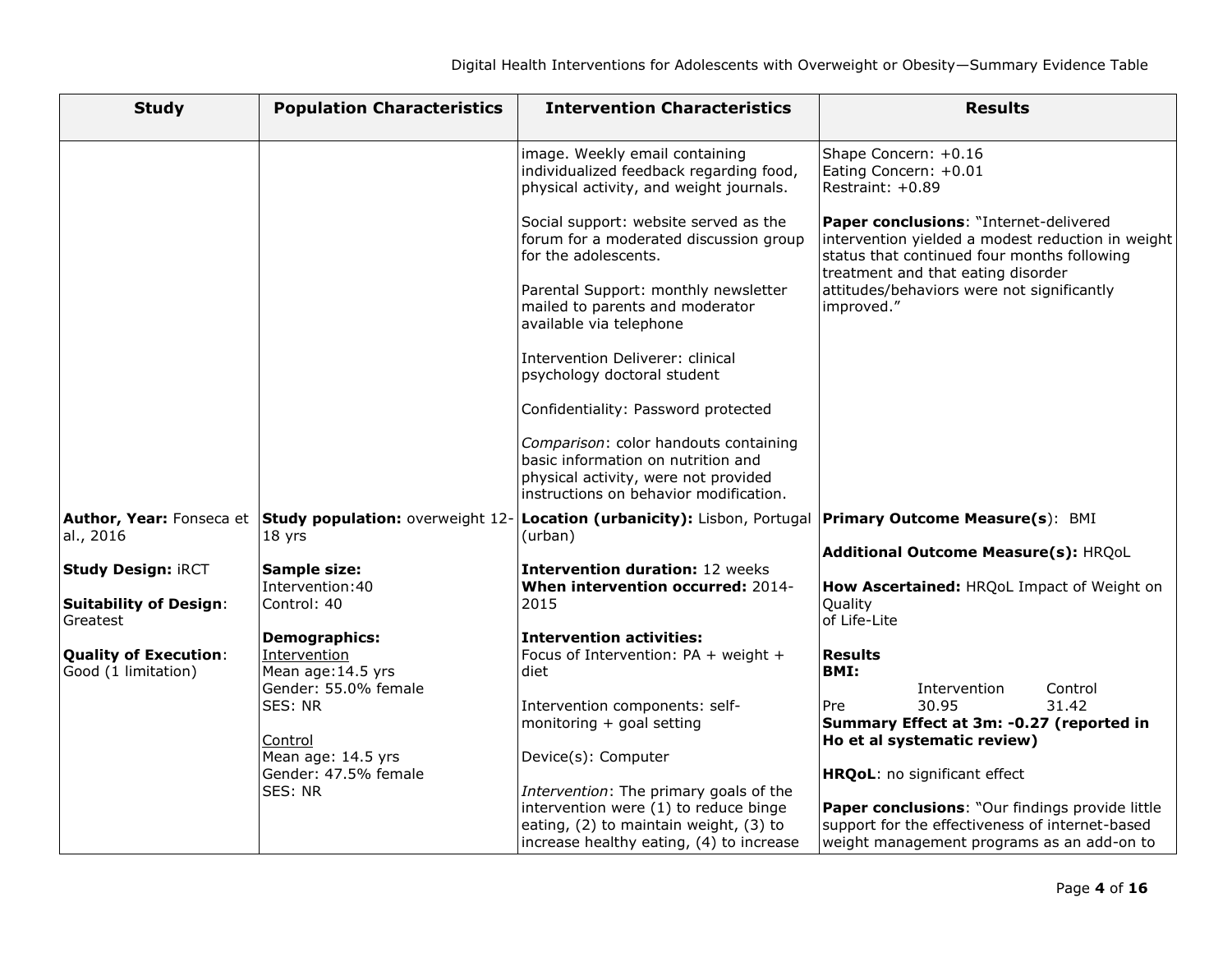| Study | Population Characteristics | Intervention Characteristics | Results |
|---|---|---|---|
| | | image. Weekly email containing individualized feedback regarding food, physical activity, and weight journals.<br><br>Social support: website served as the forum for a moderated discussion group for the adolescents.<br><br>Parental Support: monthly newsletter mailed to parents and moderator available via telephone<br><br>Intervention Deliverer: clinical psychology doctoral student<br><br>Confidentiality: Password protected<br><br>*Comparison*: color handouts containing basic information on nutrition and physical activity, were not provided instructions on behavior modification. | Shape Concern: +0.16<br>Eating Concern: +0.01<br>Restraint: +0.89<br><br>**Paper conclusions**: "Internet-delivered intervention yielded a modest reduction in weight status that continued four months following treatment and that eating disorder attitudes/behaviors were not significantly improved." |
| **Author, Year:** Fonseca et al., 2016<br><br>**Study Design:** iRCT<br><br>**Suitability of Design**: Greatest<br><br>**Quality of Execution**: Good (1 limitation) | **Study population:** overweight 12-18 yrs<br><br>**Sample size:**<br>Intervention:40<br>Control: 40<br><br>**Demographics:**<br>Intervention<br>Mean age:14.5 yrs<br>Gender: 55.0% female<br>SES: NR<br><br>Control<br>Mean age: 14.5 yrs<br>Gender: 47.5% female<br>SES: NR | **Location (urbanicity):** Lisbon, Portugal (urban)<br><br>**Intervention duration:** 12 weeks<br>**When intervention occurred:** 2014-2015<br><br>**Intervention activities:**<br>Focus of Intervention: PA + weight + diet<br><br>Intervention components: self-monitoring + goal setting<br><br>Device(s): Computer<br><br>*Intervention*: The primary goals of the intervention were (1) to reduce binge eating, (2) to maintain weight, (3) to increase healthy eating, (4) to increase | **Primary Outcome Measure(s)**: BMI<br><br>**Additional Outcome Measure(s):** HRQoL<br><br>**How Ascertained:** HRQoL Impact of Weight on Quality of Life-Lite<br><br>**Results**<br>**BMI:**<br>Intervention / Control<br>Pre: 30.95 / 31.42<br>**Summary Effect at 3m: -0.27 (reported in Ho et al systematic review)**<br><br>**HRQoL**: no significant effect<br><br>**Paper conclusions**: "Our findings provide little support for the effectiveness of internet-based weight management programs as an add-on to |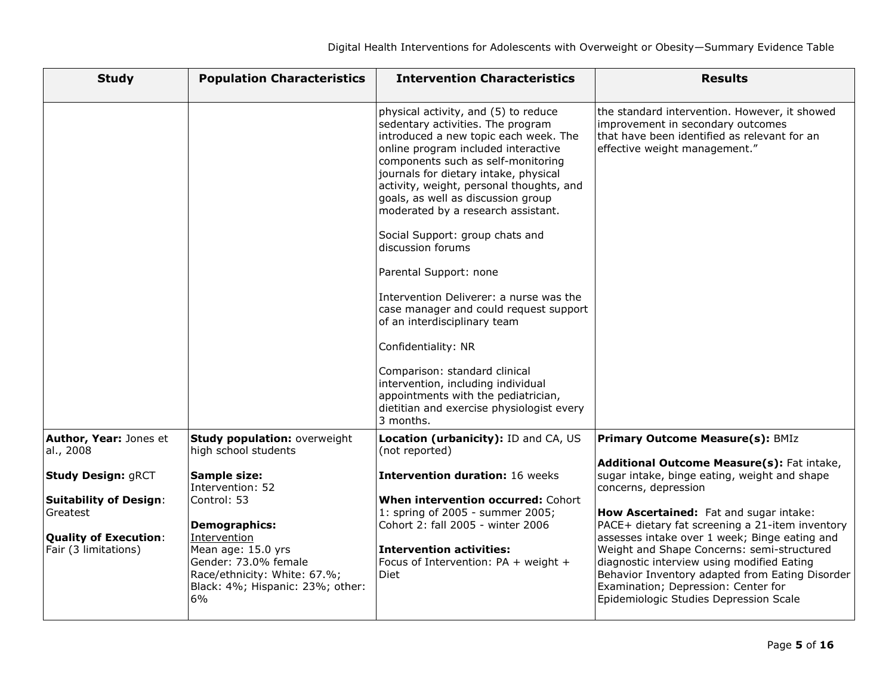| Study | Population Characteristics | Intervention Characteristics | Results |
|---|---|---|---|
| | | physical activity, and (5) to reduce sedentary activities. The program introduced a new topic each week. The online program included interactive components such as self-monitoring journals for dietary intake, physical activity, weight, personal thoughts, and goals, as well as discussion group moderated by a research assistant.<br><br>Social Support: group chats and discussion forums<br><br>Parental Support: none<br><br>Intervention Deliverer: a nurse was the case manager and could request support of an interdisciplinary team<br><br>Confidentiality: NR<br><br>Comparison: standard clinical intervention, including individual appointments with the pediatrician, dietitian and exercise physiologist every 3 months. | the standard intervention. However, it showed improvement in secondary outcomes that have been identified as relevant for an effective weight management." |
| **Author, Year:** Jones et al., 2008<br><br>**Study Design:** gRCT<br><br>**Suitability of Design**: Greatest<br><br>**Quality of Execution**: Fair (3 limitations) | **Study population:** overweight high school students<br><br>**Sample size:**<br>Intervention: 52<br>Control: 53<br><br>**Demographics:**<br>Intervention<br>Mean age: 15.0 yrs<br>Gender: 73.0% female<br>Race/ethnicity: White: 67.%; Black: 4%; Hispanic: 23%; other: 6% | **Location (urbanicity):** ID and CA, US (not reported)<br><br>**Intervention duration:** 16 weeks<br><br>**When intervention occurred:** Cohort 1: spring of 2005 - summer 2005; Cohort 2: fall 2005 - winter 2006<br><br>**Intervention activities:**<br>Focus of Intervention: PA + weight + Diet | **Primary Outcome Measure(s):** BMIz<br><br>**Additional Outcome Measure(s):** Fat intake, sugar intake, binge eating, weight and shape concerns, depression<br><br>**How Ascertained:** Fat and sugar intake: PACE+ dietary fat screening a 21-item inventory assesses intake over 1 week; Binge eating and Weight and Shape Concerns: semi-structured diagnostic interview using modified Eating Behavior Inventory adapted from Eating Disorder Examination; Depression: Center for Epidemiologic Studies Depression Scale |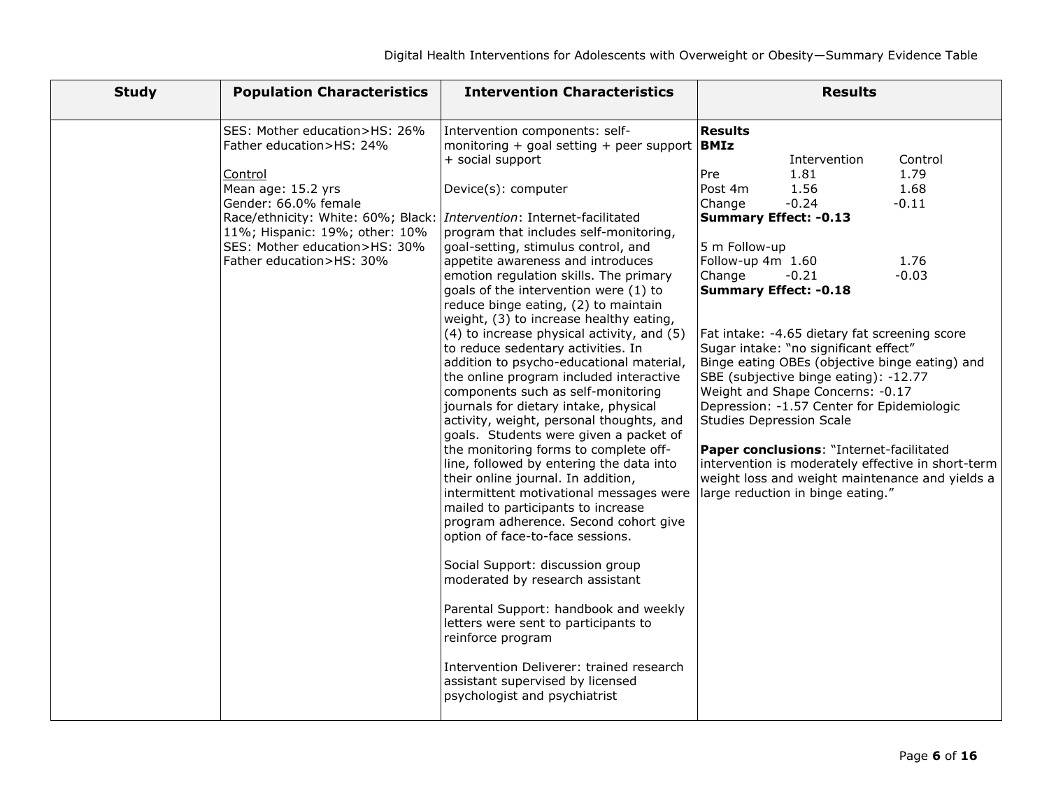| Study | Population Characteristics | Intervention Characteristics | Results |
| --- | --- | --- | --- |
| | SES: Mother education>HS: 26%<br>Father education>HS: 24%<br><br>Control<br>Mean age: 15.2 yrs<br>Gender: 66.0% female<br>Race/ethnicity: White: 60%; Black: 11%; Hispanic: 19%; other: 10%<br>SES: Mother education>HS: 30%<br>Father education>HS: 30% | Intervention components: self-monitoring + goal setting + peer support + social support<br><br>Device(s): computer<br><br>*Intervention*: Internet-facilitated program that includes self-monitoring, goal-setting, stimulus control, and appetite awareness and introduces emotion regulation skills. The primary goals of the intervention were (1) to reduce binge eating, (2) to maintain weight, (3) to increase healthy eating, (4) to increase physical activity, and (5) to reduce sedentary activities. In addition to psycho-educational material, the online program included interactive components such as self-monitoring journals for dietary intake, physical activity, weight, personal thoughts, and goals. Students were given a packet of the monitoring forms to complete off-line, followed by entering the data into their online journal. In addition, intermittent motivational messages were mailed to participants to increase program adherence. Second cohort give option of face-to-face sessions.<br><br>Social Support: discussion group moderated by research assistant<br><br>Parental Support: handbook and weekly letters were sent to participants to reinforce program<br><br>Intervention Deliverer: trained research assistant supervised by licensed psychologist and psychiatrist | **Results**<br>**BMIz**<br>Intervention / Control<br>Pre: 1.81 / 1.79<br>Post 4m: 1.56 / 1.68<br>Change: -0.24 / -0.11<br>**Summary Effect: -0.13**<br><br>5 m Follow-up<br>Follow-up 4m: 1.60 / 1.76<br>Change: -0.21 / -0.03<br>**Summary Effect: -0.18**<br><br>Fat intake: -4.65 dietary fat screening score<br>Sugar intake: "no significant effect"<br>Binge eating OBEs (objective binge eating) and SBE (subjective binge eating): -12.77<br>Weight and Shape Concerns: -0.17<br>Depression: -1.57 Center for Epidemiologic Studies Depression Scale<br><br>**Paper conclusions**: "Internet-facilitated intervention is moderately effective in short-term weight loss and weight maintenance and yields a large reduction in binge eating." |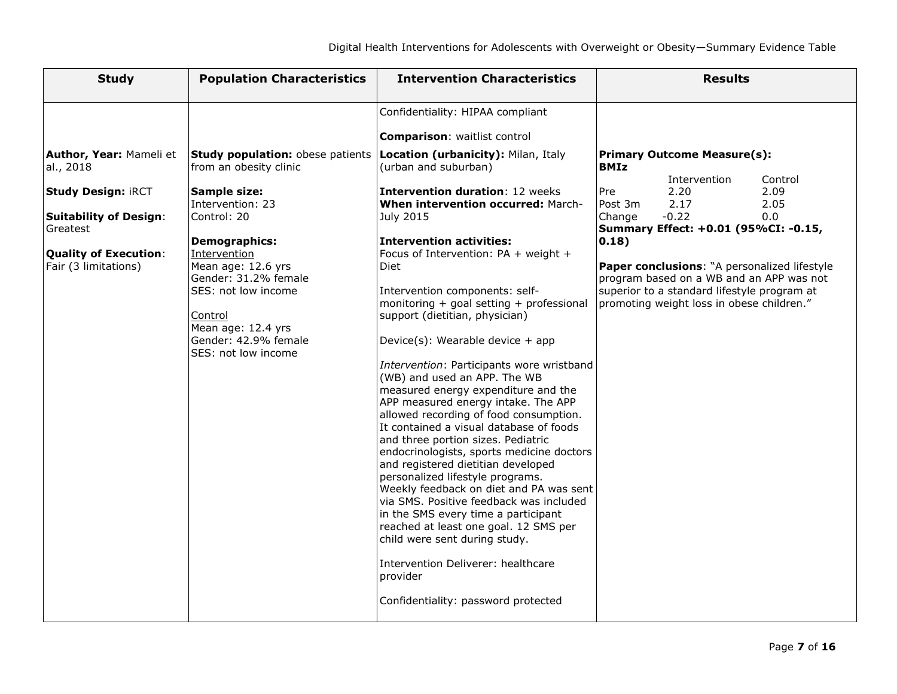| Study | Population Characteristics | Intervention Characteristics | Results |
|---|---|---|---|
| | | Confidentiality: HIPAA compliant<br><br>**Comparison**: waitlist control | |
| **Author, Year:** Mameli et al., 2018<br><br>**Study Design:** iRCT<br><br>**Suitability of Design**: Greatest<br><br>**Quality of Execution**: Fair (3 limitations) | **Study population:** obese patients from an obesity clinic<br><br>**Sample size:**<br>Intervention: 23<br>Control: 20<br><br>**Demographics:**<br>Intervention<br>Mean age: 12.6 yrs<br>Gender: 31.2% female<br>SES: not low income<br><br>Control<br>Mean age: 12.4 yrs<br>Gender: 42.9% female<br>SES: not low income | **Location (urbanicity):** Milan, Italy (urban and suburban)<br><br>**Intervention duration**: 12 weeks<br>**When intervention occurred:** March-July 2015<br><br>**Intervention activities:**<br>Focus of Intervention: PA + weight + Diet<br><br>Intervention components: self-monitoring + goal setting + professional support (dietitian, physician)<br><br>Device(s): Wearable device + app<br><br>*Intervention*: Participants wore wristband (WB) and used an APP. The WB measured energy expenditure and the APP measured energy intake. The APP allowed recording of food consumption. It contained a visual database of foods and three portion sizes. Pediatric endocrinologists, sports medicine doctors and registered dietitian developed personalized lifestyle programs. Weekly feedback on diet and PA was sent via SMS. Positive feedback was included in the SMS every time a participant reached at least one goal. 12 SMS per child were sent during study.<br><br>Intervention Deliverer: healthcare provider<br><br>Confidentiality: password protected | **Primary Outcome Measure(s): BMIz**<br><br>&nbsp; &nbsp; &nbsp; &nbsp; Intervention &nbsp; Control<br>Pre &nbsp; &nbsp; 2.20 &nbsp; &nbsp; 2.09<br>Post 3m &nbsp; 2.17 &nbsp; &nbsp; 2.05<br>Change &nbsp; -0.22 &nbsp; &nbsp; 0.0<br>**Summary Effect: +0.01 (95%CI: -0.15, 0.18)**<br><br>**Paper conclusions**: "A personalized lifestyle program based on a WB and an APP was not superior to a standard lifestyle program at promoting weight loss in obese children." |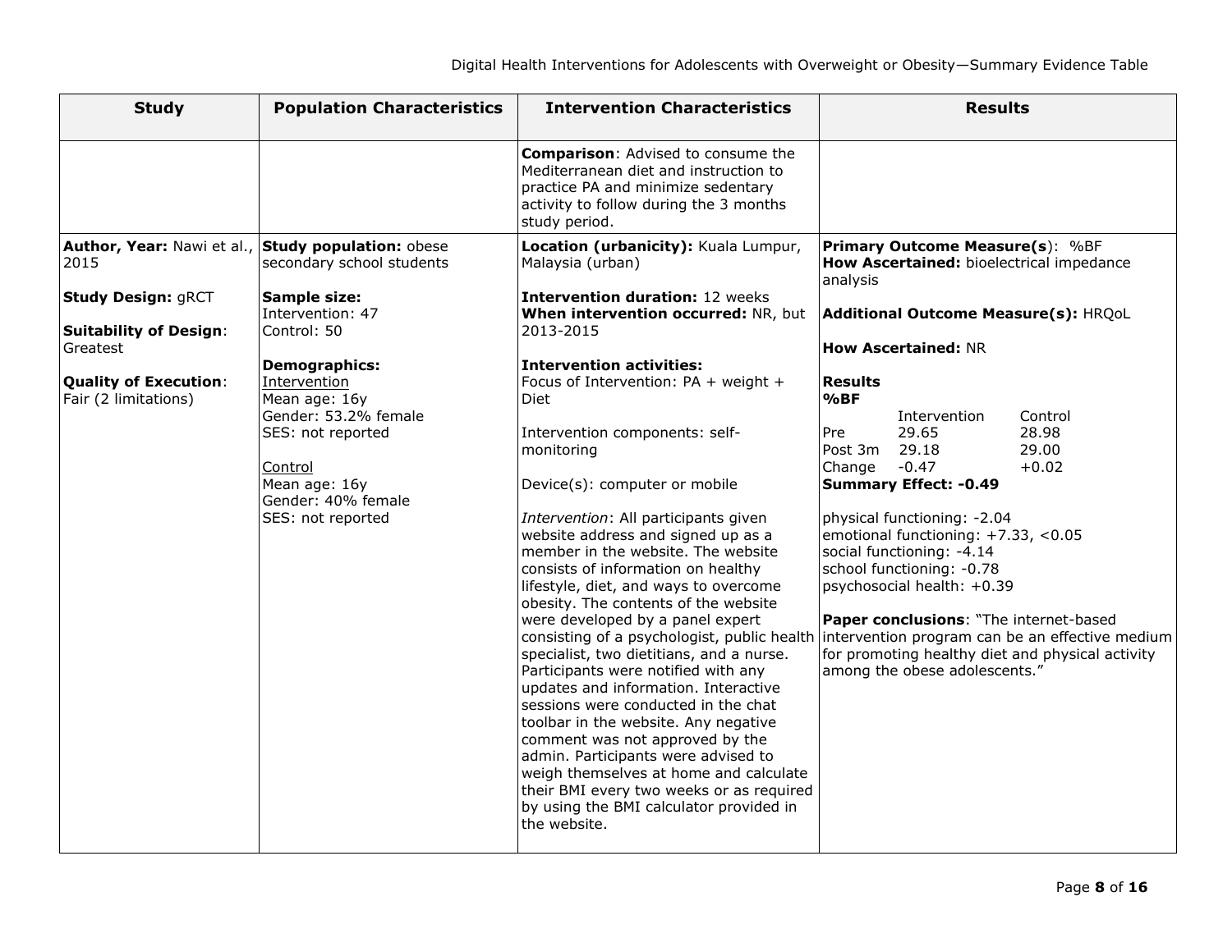| Study | Population Characteristics | Intervention Characteristics | Results |
|---|---|---|---|
| | | **Comparison**: Advised to consume the Mediterranean diet and instruction to practice PA and minimize sedentary activity to follow during the 3 months study period. | |
| **Author, Year:** Nawi et al., 2015<br><br>**Study Design:** gRCT<br><br>**Suitability of Design**: Greatest<br><br>**Quality of Execution**: Fair (2 limitations) | **Study population:** obese secondary school students<br><br>**Sample size:**<br>Intervention: 47<br>Control: 50<br><br>**Demographics:**<br><u>Intervention</u><br>Mean age: 16y<br>Gender: 53.2% female<br>SES: not reported<br><br><u>Control</u><br>Mean age: 16y<br>Gender: 40% female<br>SES: not reported | **Location (urbanicity):** Kuala Lumpur, Malaysia (urban)<br><br>**Intervention duration:** 12 weeks<br>**When intervention occurred:** NR, but 2013-2015<br><br>**Intervention activities:**<br>Focus of Intervention: PA + weight + Diet<br><br>Intervention components: self-monitoring<br><br>Device(s): computer or mobile<br><br>*Intervention*: All participants given website address and signed up as a member in the website. The website consists of information on healthy lifestyle, diet, and ways to overcome obesity. The contents of the website were developed by a panel expert consisting of a psychologist, public health specialist, two dietitians, and a nurse. Participants were notified with any updates and information. Interactive sessions were conducted in the chat toolbar in the website. Any negative comment was not approved by the admin. Participants were advised to weigh themselves at home and calculate their BMI every two weeks or as required by using the BMI calculator provided in the website. | **Primary Outcome Measure(s**): %BF<br>**How Ascertained:** bioelectrical impedance analysis<br><br>**Additional Outcome Measure(s):** HRQoL<br><br>**How Ascertained:** NR<br><br>**Results**<br>**%BF**<br>&nbsp;&nbsp;&nbsp;&nbsp;&nbsp;&nbsp;&nbsp;&nbsp;Intervention&nbsp;&nbsp;&nbsp;&nbsp;Control<br>Pre&nbsp;&nbsp;&nbsp;&nbsp;&nbsp;&nbsp;29.65&nbsp;&nbsp;&nbsp;&nbsp;&nbsp;&nbsp;&nbsp;&nbsp;28.98<br>Post 3m&nbsp;&nbsp;29.18&nbsp;&nbsp;&nbsp;&nbsp;&nbsp;&nbsp;&nbsp;&nbsp;29.00<br>Change&nbsp;&nbsp;&nbsp;-0.47&nbsp;&nbsp;&nbsp;&nbsp;&nbsp;&nbsp;&nbsp;&nbsp;+0.02<br>**Summary Effect: -0.49**<br><br>physical functioning: -2.04<br>emotional functioning: +7.33, <0.05<br>social functioning: -4.14<br>school functioning: -0.78<br>psychosocial health: +0.39<br><br>**Paper conclusions**: "The internet-based intervention program can be an effective medium for promoting healthy diet and physical activity among the obese adolescents." |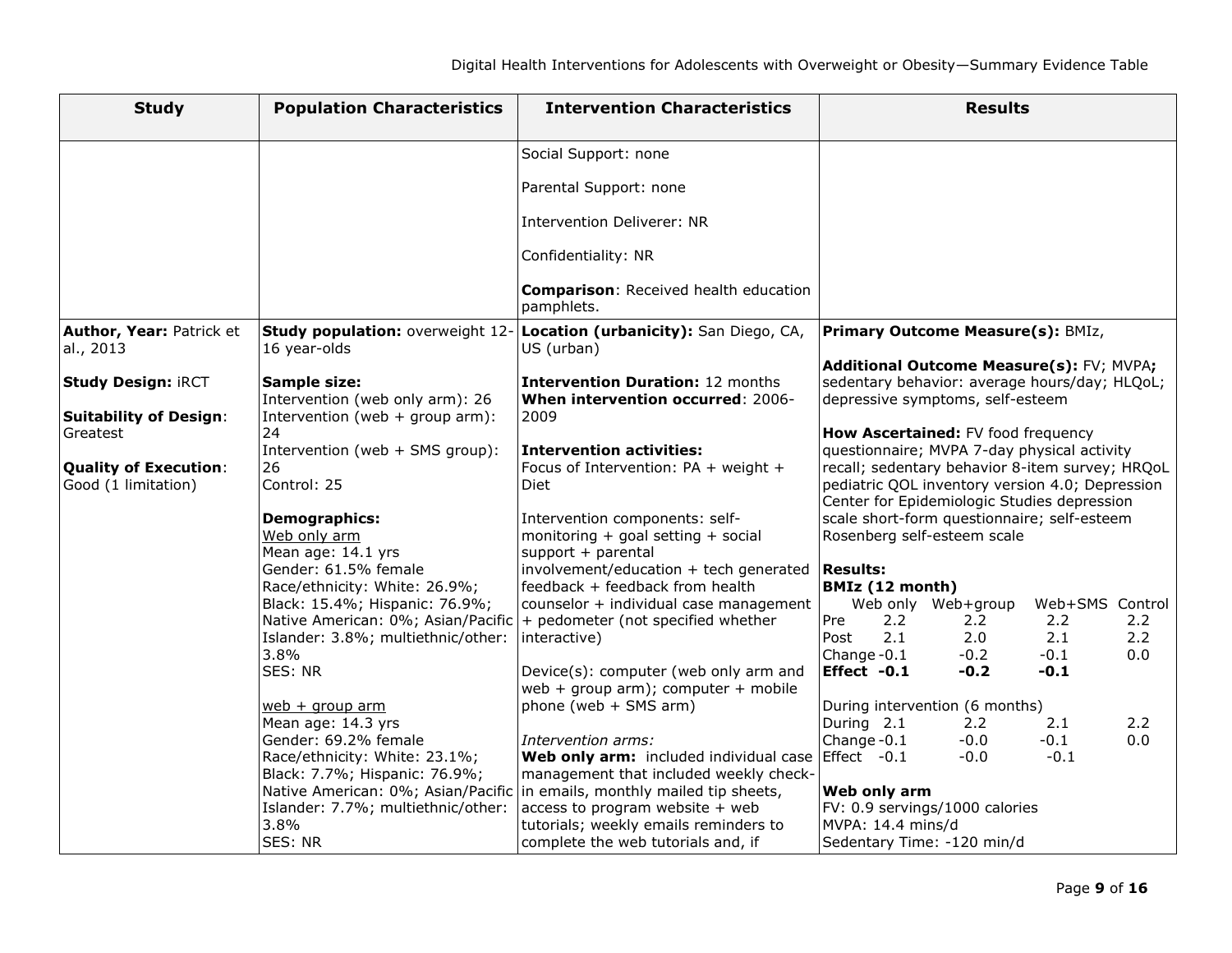| Study | Population Characteristics | Intervention Characteristics | Results |
|---|---|---|---|
| | | Social Support: none<br><br>Parental Support: none<br><br>Intervention Deliverer: NR<br><br>Confidentiality: NR<br><br>**Comparison**: Received health education pamphlets. | |
| **Author, Year:** Patrick et al., 2013<br><br>**Study Design:** iRCT<br><br>**Suitability of Design**: Greatest<br><br>**Quality of Execution**: Good (1 limitation) | **Study population:** overweight 12-16 year-olds<br><br>**Sample size:**<br>Intervention (web only arm): 26<br>Intervention (web + group arm): 24<br>Intervention (web + SMS group): 26<br>Control: 25<br><br>**Demographics:**<br>Web only arm<br>Mean age: 14.1 yrs<br>Gender: 61.5% female<br>Race/ethnicity: White: 26.9%; Black: 15.4%; Hispanic: 76.9%; Native American: 0%; Asian/Pacific Islander: 3.8%; multiethnic/other: 3.8%<br>SES: NR<br><br>web + group arm<br>Mean age: 14.3 yrs<br>Gender: 69.2% female<br>Race/ethnicity: White: 23.1%; Black: 7.7%; Hispanic: 76.9%; Native American: 0%; Asian/Pacific Islander: 7.7%; multiethnic/other: 3.8%<br>SES: NR | **Location (urbanicity):** San Diego, CA, US (urban)<br><br>**Intervention Duration:** 12 months<br>**When intervention occurred**: 2006-2009<br><br>**Intervention activities:**<br>Focus of Intervention: PA + weight + Diet<br><br>Intervention components: self-monitoring + goal setting + social support + parental involvement/education + tech generated feedback + feedback from health counselor + individual case management + pedometer (not specified whether interactive)<br><br>Device(s): computer (web only arm and web + group arm); computer + mobile phone (web + SMS arm)<br><br>*Intervention arms:*<br>**Web only arm:** included individual case management that included weekly check-in emails, monthly mailed tip sheets, access to program website + web tutorials; weekly emails reminders to complete the web tutorials and, if | **Primary Outcome Measure(s):** BMIz,<br><br>**Additional Outcome Measure(s):** FV; MVPA**;** sedentary behavior: average hours/day; HLQoL; depressive symptoms, self-esteem<br><br>**How Ascertained:** FV food frequency questionnaire; MVPA 7-day physical activity recall; sedentary behavior 8-item survey; HRQoL pediatric QOL inventory version 4.0; Depression Center for Epidemiologic Studies depression scale short-form questionnaire; self-esteem Rosenberg self-esteem scale<br><br>**Results:**<br>**BMIz (12 month)**<br>&#124; &#124; Web only &#124; Web+group &#124; Web+SMS &#124; Control &#124;<br>&#124; Pre &#124; 2.2 &#124; 2.2 &#124; 2.2 &#124; 2.2 &#124;<br>&#124; Post &#124; 2.1 &#124; 2.0 &#124; 2.1 &#124; 2.2 &#124;<br>&#124; Change &#124; -0.1 &#124; -0.2 &#124; -0.1 &#124; 0.0 &#124;<br>&#124; **Effect** &#124; **-0.1** &#124; **-0.2** &#124; **-0.1** &#124; &#124;<br><br>During intervention (6 months)<br>&#124; During &#124; 2.1 &#124; 2.2 &#124; 2.1 &#124; 2.2 &#124;<br>&#124; Change &#124; -0.1 &#124; -0.0 &#124; -0.1 &#124; 0.0 &#124;<br>&#124; Effect &#124; -0.1 &#124; -0.0 &#124; -0.1 &#124; &#124;<br><br>**Web only arm**<br>FV: 0.9 servings/1000 calories<br>MVPA: 14.4 mins/d<br>Sedentary Time: -120 min/d |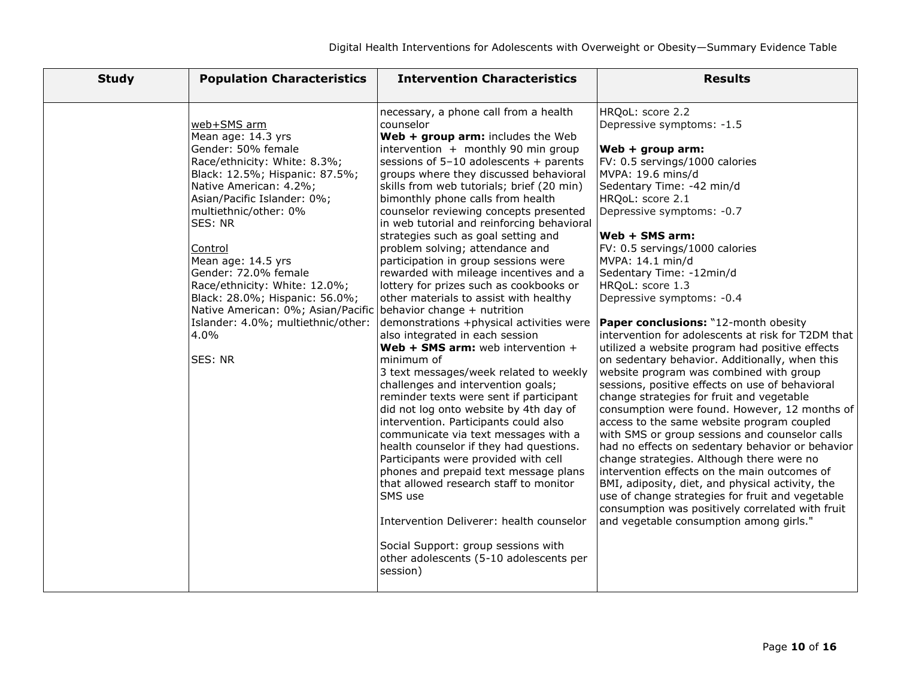| Study | Population Characteristics | Intervention Characteristics | Results |
|---|---|---|---|
| | <u>web+SMS arm</u><br>Mean age: 14.3 yrs<br>Gender: 50% female<br>Race/ethnicity: White: 8.3%; Black: 12.5%; Hispanic: 87.5%; Native American: 4.2%; Asian/Pacific Islander: 0%; multiethnic/other: 0%<br>SES: NR<br><br><u>Control</u><br>Mean age: 14.5 yrs<br>Gender: 72.0% female<br>Race/ethnicity: White: 12.0%; Black: 28.0%; Hispanic: 56.0%; Native American: 0%; Asian/Pacific Islander: 4.0%; multiethnic/other: 4.0%<br><br>SES: NR | necessary, a phone call from a health counselor<br>**Web + group arm:** includes the Web intervention + monthly 90 min group sessions of 5–10 adolescents + parents groups where they discussed behavioral skills from web tutorials; brief (20 min) bimonthly phone calls from health counselor reviewing concepts presented in web tutorial and reinforcing behavioral strategies such as goal setting and problem solving; attendance and participation in group sessions were rewarded with mileage incentives and a lottery for prizes such as cookbooks or other materials to assist with healthy behavior change + nutrition demonstrations +physical activities were also integrated in each session<br>**Web + SMS arm:** web intervention + minimum of<br>3 text messages/week related to weekly challenges and intervention goals; reminder texts were sent if participant did not log onto website by 4th day of intervention. Participants could also communicate via text messages with a health counselor if they had questions. Participants were provided with cell phones and prepaid text message plans that allowed research staff to monitor SMS use<br><br>Intervention Deliverer: health counselor<br><br>Social Support: group sessions with other adolescents (5-10 adolescents per session) | HRQoL: score 2.2<br>Depressive symptoms: -1.5<br><br>**Web + group arm:**<br>FV: 0.5 servings/1000 calories<br>MVPA: 19.6 mins/d<br>Sedentary Time: -42 min/d<br>HRQoL: score 2.1<br>Depressive symptoms: -0.7<br><br>**Web + SMS arm:**<br>FV: 0.5 servings/1000 calories<br>MVPA: 14.1 min/d<br>Sedentary Time: -12min/d<br>HRQoL: score 1.3<br>Depressive symptoms: -0.4<br><br>**Paper conclusions:** "12-month obesity intervention for adolescents at risk for T2DM that utilized a website program had positive effects on sedentary behavior. Additionally, when this website program was combined with group sessions, positive effects on use of behavioral change strategies for fruit and vegetable consumption were found. However, 12 months of access to the same website program coupled with SMS or group sessions and counselor calls had no effects on sedentary behavior or behavior change strategies. Although there were no intervention effects on the main outcomes of BMI, adiposity, diet, and physical activity, the use of change strategies for fruit and vegetable consumption was positively correlated with fruit and vegetable consumption among girls." |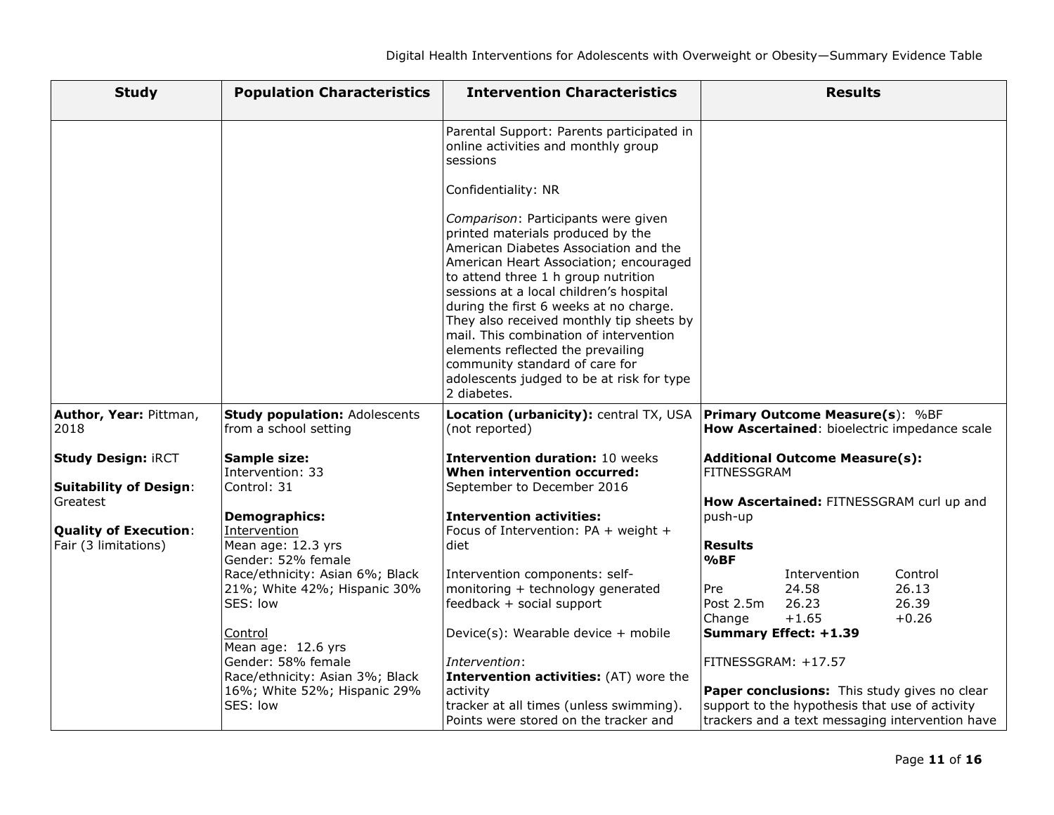| Study | Population Characteristics | Intervention Characteristics | Results |
|---|---|---|---|
| | | Parental Support: Parents participated in online activities and monthly group sessions<br><br>Confidentiality: NR<br><br>*Comparison*: Participants were given printed materials produced by the American Diabetes Association and the American Heart Association; encouraged to attend three 1 h group nutrition sessions at a local children's hospital during the first 6 weeks at no charge. They also received monthly tip sheets by mail. This combination of intervention elements reflected the prevailing community standard of care for adolescents judged to be at risk for type 2 diabetes. | |
| **Author, Year:** Pittman, 2018<br><br>**Study Design:** iRCT<br><br>**Suitability of Design**: Greatest<br><br>**Quality of Execution**: Fair (3 limitations) | **Study population:** Adolescents from a school setting<br><br>**Sample size:**<br>Intervention: 33<br>Control: 31<br><br>**Demographics:**<br><u>Intervention</u><br>Mean age: 12.3 yrs<br>Gender: 52% female<br>Race/ethnicity: Asian 6%; Black 21%; White 42%; Hispanic 30%<br>SES: low<br><br><u>Control</u><br>Mean age: 12.6 yrs<br>Gender: 58% female<br>Race/ethnicity: Asian 3%; Black 16%; White 52%; Hispanic 29%<br>SES: low | **Location (urbanicity):** central TX, USA (not reported)<br><br>**Intervention duration:** 10 weeks<br>**When intervention occurred:** September to December 2016<br><br>**Intervention activities:**<br>Focus of Intervention: PA + weight + diet<br><br>Intervention components: self-monitoring + technology generated feedback + social support<br><br>Device(s): Wearable device + mobile<br><br>*Intervention*:<br>**Intervention activities:** (AT) wore the activity tracker at all times (unless swimming). Points were stored on the tracker and | **Primary Outcome Measure(s**): %BF<br>**How Ascertained**: bioelectric impedance scale<br><br>**Additional Outcome Measure(s):** FITNESSGRAM<br><br>**How Ascertained:** FITNESSGRAM curl up and push-up<br><br>**Results**<br>**%BF**<br>(Intervention / Control)<br>Pre: 24.58 / 26.13<br>Post 2.5m: 26.23 / 26.39<br>Change: +1.65 / +0.26<br>**Summary Effect: +1.39**<br><br>FITNESSGRAM: +17.57<br><br>**Paper conclusions:** This study gives no clear support to the hypothesis that use of activity trackers and a text messaging intervention have |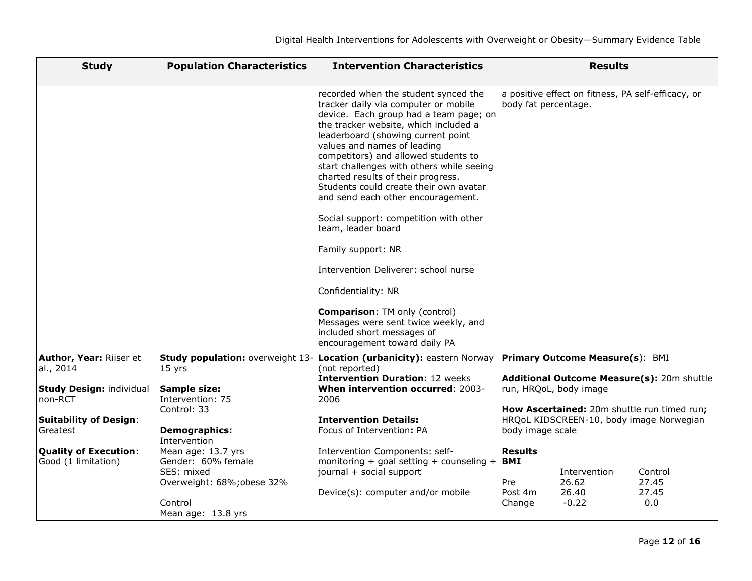| Study | Population Characteristics | Intervention Characteristics | Results |
|---|---|---|---|
| | | recorded when the student synced the tracker daily via computer or mobile device. Each group had a team page; on the tracker website, which included a leaderboard (showing current point values and names of leading competitors) and allowed students to start challenges with others while seeing charted results of their progress. Students could create their own avatar and send each other encouragement.<br><br>Social support: competition with other team, leader board<br><br>Family support: NR<br><br>Intervention Deliverer: school nurse<br><br>Confidentiality: NR<br><br>**Comparison**: TM only (control)<br>Messages were sent twice weekly, and included short messages of encouragement toward daily PA | a positive effect on fitness, PA self-efficacy, or body fat percentage. |
| **Author, Year:** Riiser et al., 2014<br><br>**Study Design:** individual non-RCT<br><br>**Suitability of Design**: Greatest<br><br>**Quality of Execution**: Good (1 limitation) | **Study population:** overweight 13-15 yrs<br><br>**Sample size:**<br>Intervention: 75<br>Control: 33<br><br>**Demographics:**<br>Intervention<br>Mean age: 13.7 yrs<br>Gender: 60% female<br>SES: mixed<br>Overweight: 68%;obese 32%<br><br>Control<br>Mean age: 13.8 yrs | **Location (urbanicity):** eastern Norway (not reported)<br>**Intervention Duration:** 12 weeks<br>**When intervention occurred**: 2003-2006<br><br>**Intervention Details:**<br>Focus of Intervention**:** PA<br><br>Intervention Components: self-monitoring + goal setting + counseling + journal + social support<br><br>Device(s): computer and/or mobile | **Primary Outcome Measure(s**): BMI<br><br>**Additional Outcome Measure(s):** 20m shuttle run, HRQoL, body image<br><br>**How Ascertained:** 20m shuttle run timed run**;** HRQoL KIDSCREEN-10, body image Norwegian body image scale<br><br>**Results**<br>**BMI**<br>(columns: Intervention / Control)<br>Pre: 26.62 / 27.45<br>Post 4m: 26.40 / 27.45<br>Change: -0.22 / 0.0 |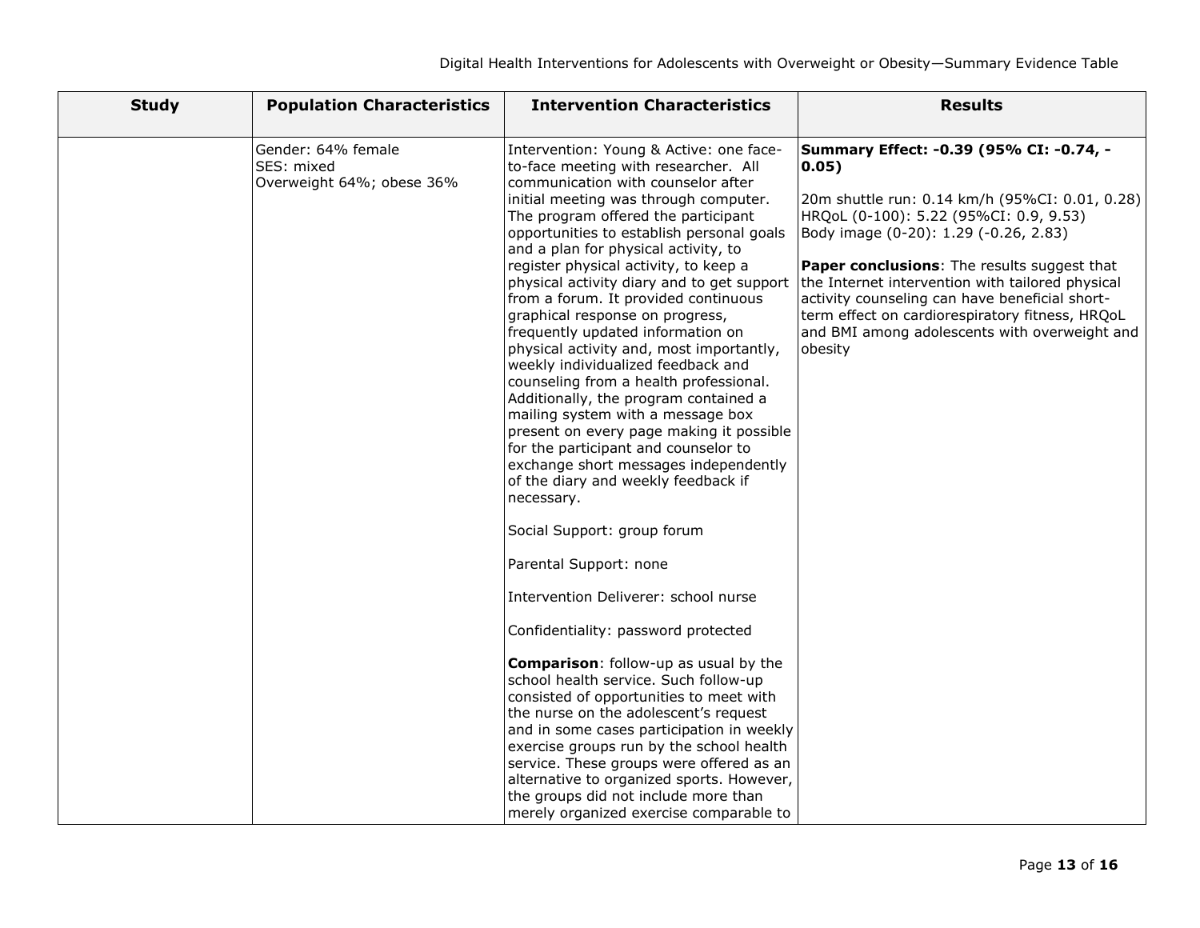| Study | Population Characteristics | Intervention Characteristics | Results |
|---|---|---|---|
| | Gender: 64% female<br>SES: mixed<br>Overweight 64%; obese 36% | Intervention: Young & Active: one face-to-face meeting with researcher. All communication with counselor after initial meeting was through computer. The program offered the participant opportunities to establish personal goals and a plan for physical activity, to register physical activity, to keep a physical activity diary and to get support from a forum. It provided continuous graphical response on progress, frequently updated information on physical activity and, most importantly, weekly individualized feedback and counseling from a health professional. Additionally, the program contained a mailing system with a message box present on every page making it possible for the participant and counselor to exchange short messages independently of the diary and weekly feedback if necessary.<br><br>Social Support: group forum<br><br>Parental Support: none<br><br>Intervention Deliverer: school nurse<br><br>Confidentiality: password protected<br><br>**Comparison**: follow-up as usual by the school health service. Such follow-up consisted of opportunities to meet with the nurse on the adolescent's request and in some cases participation in weekly exercise groups run by the school health service. These groups were offered as an alternative to organized sports. However, the groups did not include more than merely organized exercise comparable to | **Summary Effect: -0.39 (95% CI: -0.74, -0.05)**<br><br>20m shuttle run: 0.14 km/h (95%CI: 0.01, 0.28)<br>HRQoL (0-100): 5.22 (95%CI: 0.9, 9.53)<br>Body image (0-20): 1.29 (-0.26, 2.83)<br><br>**Paper conclusions**: The results suggest that the Internet intervention with tailored physical activity counseling can have beneficial short-term effect on cardiorespiratory fitness, HRQoL and BMI among adolescents with overweight and obesity |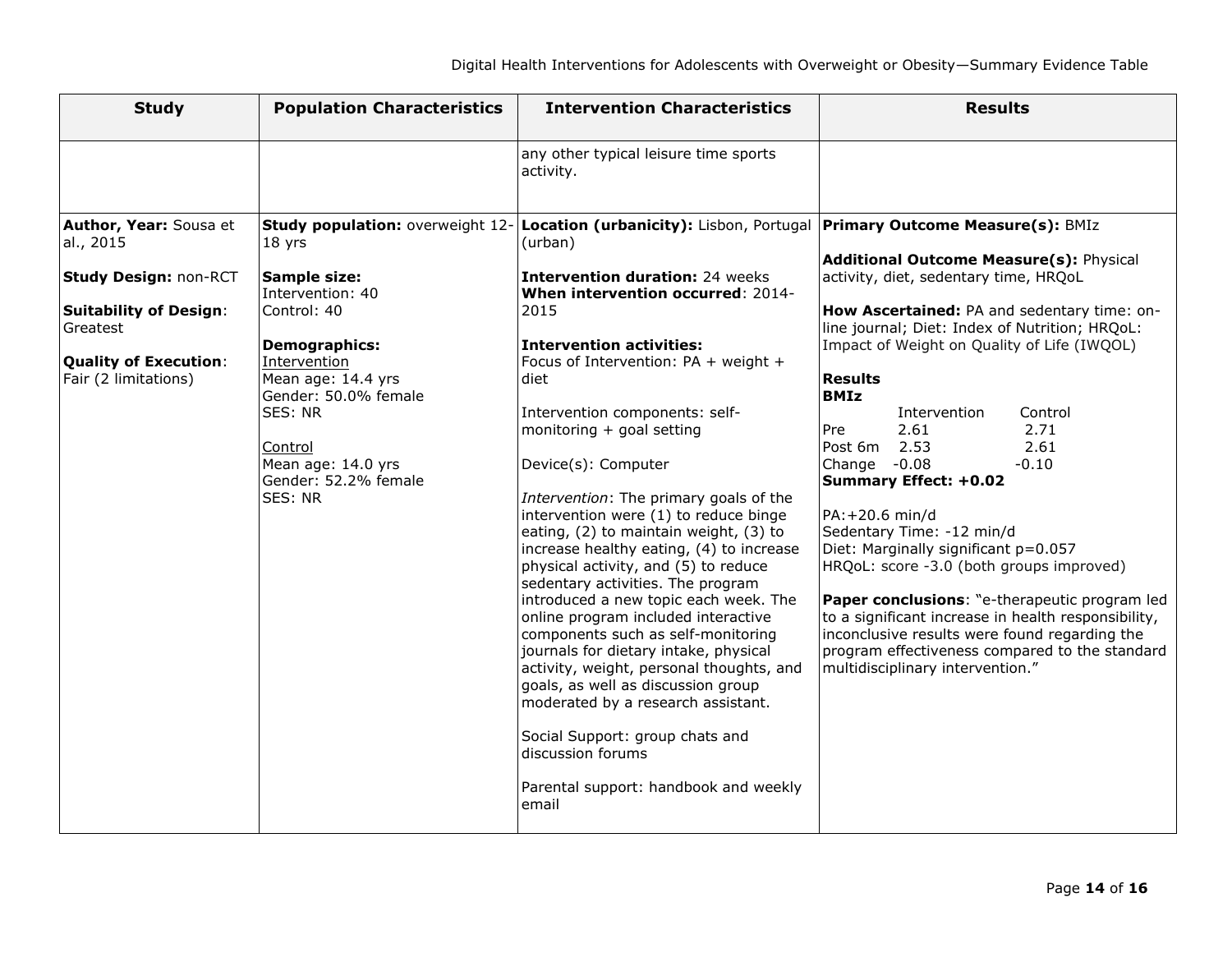| Study | Population Characteristics | Intervention Characteristics | Results |
|---|---|---|---|
| | | any other typical leisure time sports activity. | |
| **Author, Year:** Sousa et al., 2015<br><br>**Study Design:** non-RCT<br><br>**Suitability of Design**: Greatest<br><br>**Quality of Execution**: Fair (2 limitations) | **Study population:** overweight 12-18 yrs<br><br>**Sample size:**<br>Intervention: 40<br>Control: 40<br><br>**Demographics:**<br>Intervention<br>Mean age: 14.4 yrs<br>Gender: 50.0% female<br>SES: NR<br><br>Control<br>Mean age: 14.0 yrs<br>Gender: 52.2% female<br>SES: NR | **Location (urbanicity):** Lisbon, Portugal (urban)<br><br>**Intervention duration:** 24 weeks<br>**When intervention occurred**: 2014-2015<br><br>**Intervention activities:**<br>Focus of Intervention: PA + weight + diet<br><br>Intervention components: self-monitoring + goal setting<br><br>Device(s): Computer<br><br>*Intervention*: The primary goals of the intervention were (1) to reduce binge eating, (2) to maintain weight, (3) to increase healthy eating, (4) to increase physical activity, and (5) to reduce sedentary activities. The program introduced a new topic each week. The online program included interactive components such as self-monitoring journals for dietary intake, physical activity, weight, personal thoughts, and goals, as well as discussion group moderated by a research assistant.<br><br>Social Support: group chats and discussion forums<br><br>Parental support: handbook and weekly email | **Primary Outcome Measure(s):** BMIz<br><br>**Additional Outcome Measure(s):** Physical activity, diet, sedentary time, HRQoL<br><br>**How Ascertained:** PA and sedentary time: on-line journal; Diet: Index of Nutrition; HRQoL: Impact of Weight on Quality of Life (IWQOL)<br><br>**Results**<br>**BMIz**<br>Intervention / Control<br>Pre: 2.61 / 2.71<br>Post 6m: 2.53 / 2.61<br>Change: -0.08 / -0.10<br>**Summary Effect: +0.02**<br><br>PA:+20.6 min/d<br>Sedentary Time: -12 min/d<br>Diet: Marginally significant p=0.057<br>HRQoL: score -3.0 (both groups improved)<br><br>**Paper conclusions**: "e-therapeutic program led to a significant increase in health responsibility, inconclusive results were found regarding the program effectiveness compared to the standard multidisciplinary intervention." |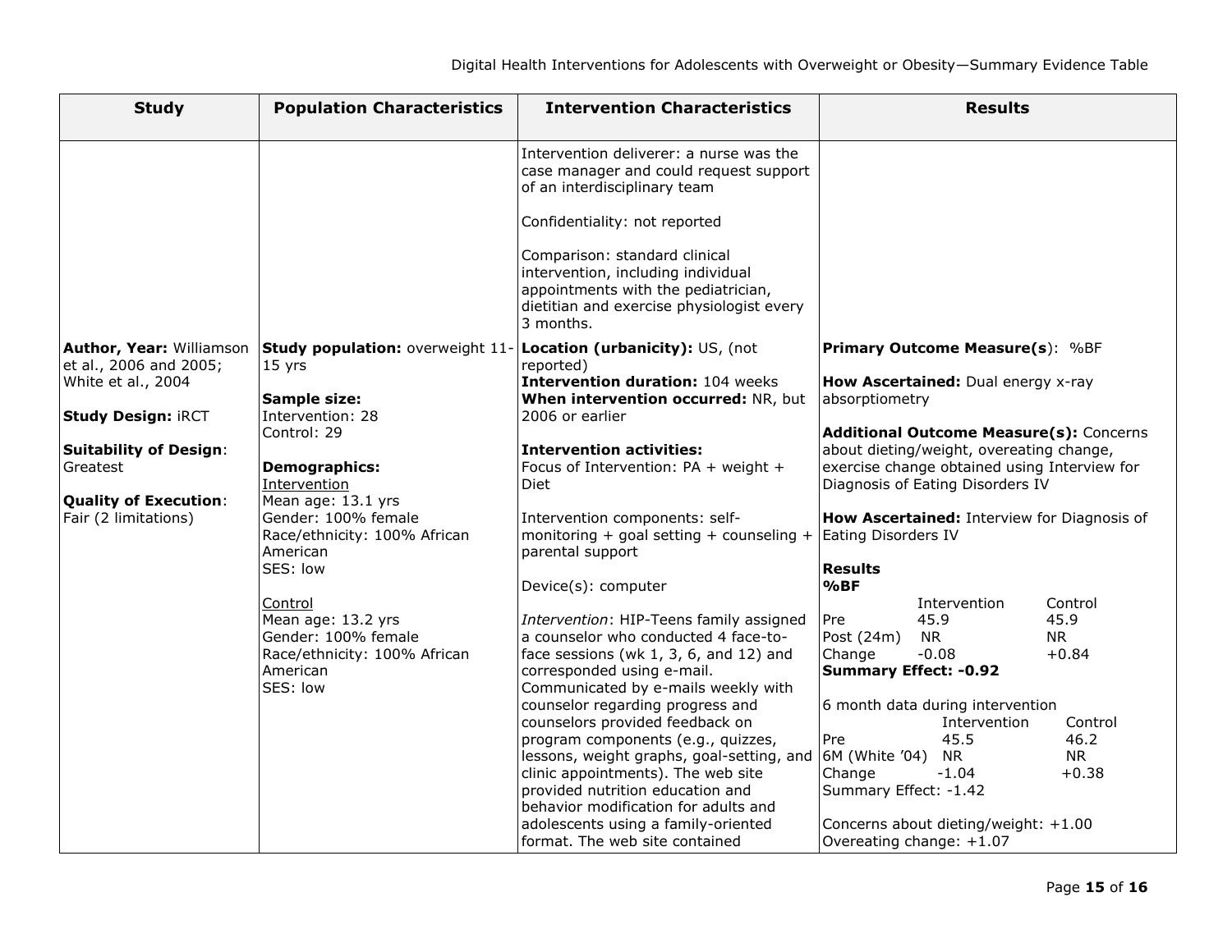| Study | Population Characteristics | Intervention Characteristics | Results |
|---|---|---|---|
| | | Intervention deliverer: a nurse was the case manager and could request support of an interdisciplinary team<br><br>Confidentiality: not reported<br><br>Comparison: standard clinical intervention, including individual appointments with the pediatrician, dietitian and exercise physiologist every 3 months. | |
| **Author, Year:** Williamson et al., 2006 and 2005; White et al., 2004<br><br>**Study Design:** iRCT<br><br>**Suitability of Design**: Greatest<br><br>**Quality of Execution**: Fair (2 limitations) | **Study population:** overweight 11-15 yrs<br><br>**Sample size:**<br>Intervention: 28<br>Control: 29<br><br>**Demographics:**<br>Intervention<br>Mean age: 13.1 yrs<br>Gender: 100% female<br>Race/ethnicity: 100% African American<br>SES: low<br><br>Control<br>Mean age: 13.2 yrs<br>Gender: 100% female<br>Race/ethnicity: 100% African American<br>SES: low | **Location (urbanicity):** US, (not reported)<br>**Intervention duration:** 104 weeks<br>**When intervention occurred:** NR, but 2006 or earlier<br><br>**Intervention activities:**<br>Focus of Intervention: PA + weight + Diet<br><br>Intervention components: self-monitoring + goal setting + counseling + parental support<br><br>Device(s): computer<br><br>*Intervention*: HIP-Teens family assigned a counselor who conducted 4 face-to-face sessions (wk 1, 3, 6, and 12) and corresponded using e-mail. Communicated by e-mails weekly with counselor regarding progress and counselors provided feedback on program components (e.g., quizzes, lessons, weight graphs, goal-setting, and clinic appointments). The web site provided nutrition education and behavior modification for adults and adolescents using a family-oriented format. The web site contained | **Primary Outcome Measure(s)**: %BF<br><br>**How Ascertained:** Dual energy x-ray absorptiometry<br><br>**Additional Outcome Measure(s):** Concerns about dieting/weight, overeating change, exercise change obtained using Interview for Diagnosis of Eating Disorders IV<br><br>**How Ascertained:** Interview for Diagnosis of Eating Disorders IV<br><br>**Results**<br>**%BF**<br>Intervention / Control<br>Pre: 45.9 / 45.9<br>Post (24m): NR / NR<br>Change: -0.08 / +0.84<br>**Summary Effect: -0.92**<br><br>6 month data during intervention<br>Intervention / Control<br>Pre: 45.5 / 46.2<br>6M (White '04): NR / NR<br>Change: -1.04 / +0.38<br>Summary Effect: -1.42<br><br>Concerns about dieting/weight: +1.00<br>Overeating change: +1.07 |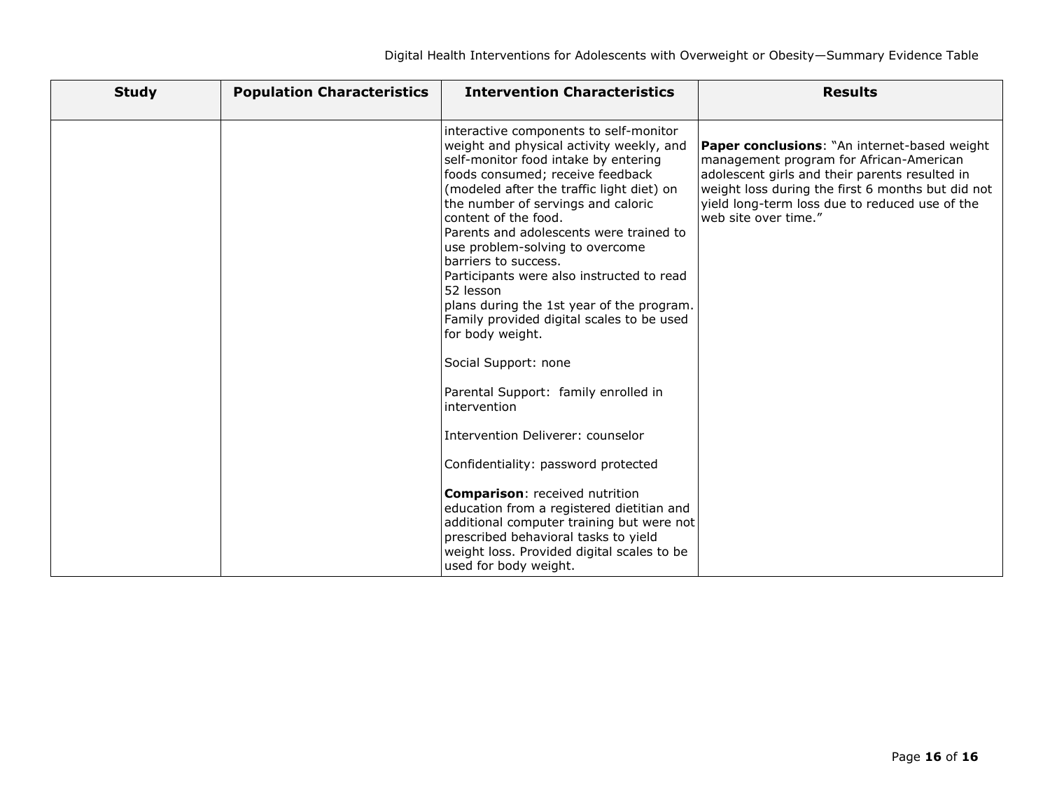| Study | Population Characteristics | Intervention Characteristics | Results |
|---|---|---|---|
| | | interactive components to self-monitor weight and physical activity weekly, and self-monitor food intake by entering foods consumed; receive feedback (modeled after the traffic light diet) on the number of servings and caloric content of the food.<br>Parents and adolescents were trained to use problem-solving to overcome barriers to success.<br>Participants were also instructed to read 52 lesson plans during the 1st year of the program. Family provided digital scales to be used for body weight.<br><br>Social Support: none<br><br>Parental Support: family enrolled in intervention<br><br>Intervention Deliverer: counselor<br><br>Confidentiality: password protected<br><br>**Comparison**: received nutrition education from a registered dietitian and additional computer training but were not prescribed behavioral tasks to yield weight loss. Provided digital scales to be used for body weight. | **Paper conclusions**: "An internet-based weight management program for African-American adolescent girls and their parents resulted in weight loss during the first 6 months but did not yield long-term loss due to reduced use of the web site over time." |